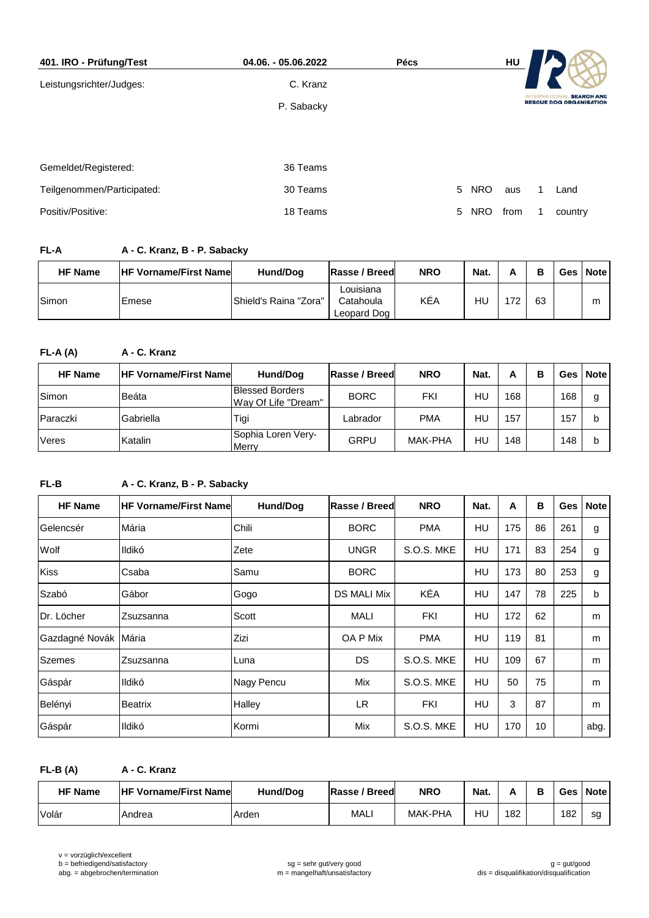**401. IRO - Prüfung/Test** | **04.06. - 05.06.2022** | **Pécs** | **HU**

INTERNATIONAL SEARCH AND RESCUE DOG ORGANISATION

| | |
|---|---|
| Leistungsrichter/Judges: | C. Kranz |
| | P. Sabacky |

| | | | | | | |
|---|---|---|---|---|---|---|
| Gemeldet/Registered: | 36 Teams | | | | | |
| Teilgenommen/Participated: | 30 Teams | 5 | NRO | aus | 1 | Land |
| Positiv/Positive: | 18 Teams | 5 | NRO | from | 1 | country |

**FL-A** **A - C. Kranz, B - P. Sabacky**

| HF Name | HF Vorname/First Name | Hund/Dog | Rasse / Breed | NRO | Nat. | A | B | Ges | Note |
|---|---|---|---|---|---|---|---|---|---|
| Simon | Emese | Shield's Raina "Zora" | Louisiana Catahoula Leopard Dog | KÉA | HU | 172 | 63 | | m |

**FL-A (A)** **A - C. Kranz**

| HF Name | HF Vorname/First Name | Hund/Dog | Rasse / Breed | NRO | Nat. | A | B | Ges | Note |
|---|---|---|---|---|---|---|---|---|---|
| Simon | Beáta | Blessed Borders Way Of Life "Dream" | BORC | FKI | HU | 168 | | 168 | g |
| Paraczki | Gabriella | Tigi | Labrador | PMA | HU | 157 | | 157 | b |
| Veres | Katalin | Sophia Loren Very-Merry | GRPU | MAK-PHA | HU | 148 | | 148 | b |

**FL-B** **A - C. Kranz, B - P. Sabacky**

| HF Name | HF Vorname/First Name | Hund/Dog | Rasse / Breed | NRO | Nat. | A | B | Ges | Note |
|---|---|---|---|---|---|---|---|---|---|
| Gelencsér | Mária | Chili | BORC | PMA | HU | 175 | 86 | 261 | g |
| Wolf | Ildikó | Zete | UNGR | S.O.S. MKE | HU | 171 | 83 | 254 | g |
| Kiss | Csaba | Samu | BORC | | HU | 173 | 80 | 253 | g |
| Szabó | Gábor | Gogo | DS MALI Mix | KÉA | HU | 147 | 78 | 225 | b |
| Dr. Löcher | Zsuzsanna | Scott | MALI | FKI | HU | 172 | 62 | | m |
| Gazdagné Novák | Mária | Zizi | OA P Mix | PMA | HU | 119 | 81 | | m |
| Szemes | Zsuzsanna | Luna | DS | S.O.S. MKE | HU | 109 | 67 | | m |
| Gáspár | Ildikó | Nagy Pencu | Mix | S.O.S. MKE | HU | 50 | 75 | | m |
| Belényi | Beatrix | Halley | LR | FKI | HU | 3 | 87 | | m |
| Gáspár | Ildikó | Kormi | Mix | S.O.S. MKE | HU | 170 | 10 | | abg. |

**FL-B (A)** **A - C. Kranz**

| HF Name | HF Vorname/First Name | Hund/Dog | Rasse / Breed | NRO | Nat. | A | B | Ges | Note |
|---|---|---|---|---|---|---|---|---|---|
| Volár | Andrea | Arden | MALI | MAK-PHA | HU | 182 | | 182 | sg |

v = vorzüglich/excellent
b = befriedigend/satisfactory
abg. = abgebrochen/termination
sg = sehr gut/very good
m = mangelhaft/unsatisfactory
g = gut/good
dis = disqualifikation/disqualification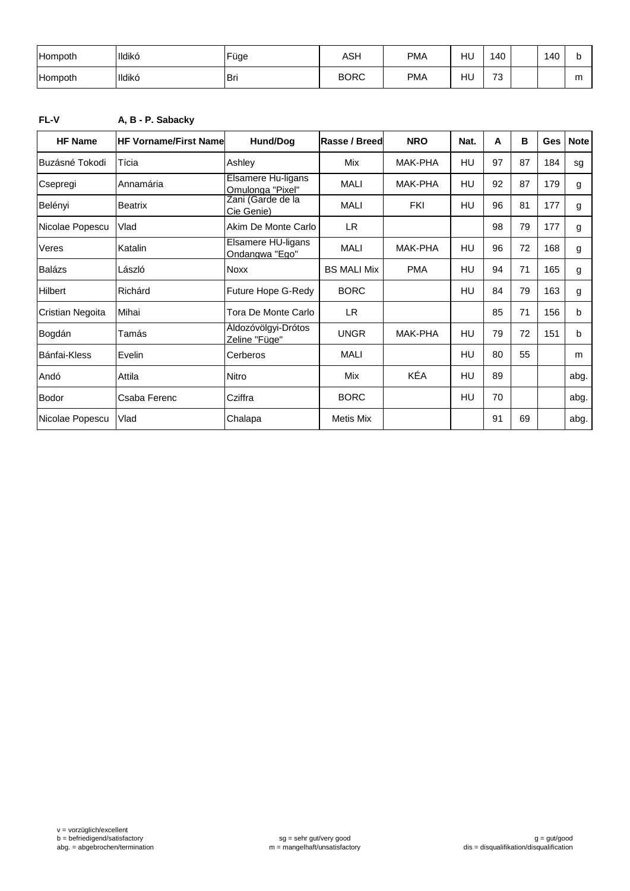| | | | | | | | | | |
|---|---|---|---|---|---|---|---|---|---|
| Hompoth | Ildikó | Füge | ASH | PMA | HU | 140 | | 140 | b |
| Hompoth | Ildikó | Bri | BORC | PMA | HU | 73 | | | m |

**FL-V** **A, B - P. Sabacky**

| HF Name | HF Vorname/First Name | Hund/Dog | Rasse / Breed | NRO | Nat. | A | B | Ges | Note |
|---|---|---|---|---|---|---|---|---|---|
| Buzásné Tokodi | Tícia | Ashley | Mix | MAK-PHA | HU | 97 | 87 | 184 | sg |
| Csepregi | Annamária | Elsamere Hu-ligans Omulonga "Pixel" | MALI | MAK-PHA | HU | 92 | 87 | 179 | g |
| Belényi | Beatrix | Zani (Garde de la Cie Genie) | MALI | FKI | HU | 96 | 81 | 177 | g |
| Nicolae Popescu | Vlad | Akim De Monte Carlo | LR | | | 98 | 79 | 177 | g |
| Veres | Katalin | Elsamere HU-ligans Ondangwa "Ego" | MALI | MAK-PHA | HU | 96 | 72 | 168 | g |
| Balázs | László | Noxx | BS MALI Mix | PMA | HU | 94 | 71 | 165 | g |
| Hilbert | Richárd | Future Hope G-Redy | BORC | | HU | 84 | 79 | 163 | g |
| Cristian Negoita | Mihai | Tora De Monte Carlo | LR | | | 85 | 71 | 156 | b |
| Bogdán | Tamás | Áldozóvölgyi-Drótos Zeline "Füge" | UNGR | MAK-PHA | HU | 79 | 72 | 151 | b |
| Bánfai-Kless | Evelin | Cerberos | MALI | | HU | 80 | 55 | | m |
| Andó | Attila | Nitro | Mix | KÉA | HU | 89 | | | abg. |
| Bodor | Csaba Ferenc | Cziffra | BORC | | HU | 70 | | | abg. |
| Nicolae Popescu | Vlad | Chalapa | Metis Mix | | | 91 | 69 | | abg. |

v = vorzüglich/excellent
b = befriedigend/satisfactory
abg. = abgebrochen/termination
sg = sehr gut/very good
m = mangelhaft/unsatisfactory
g = gut/good
dis = disqualifikation/disqualification